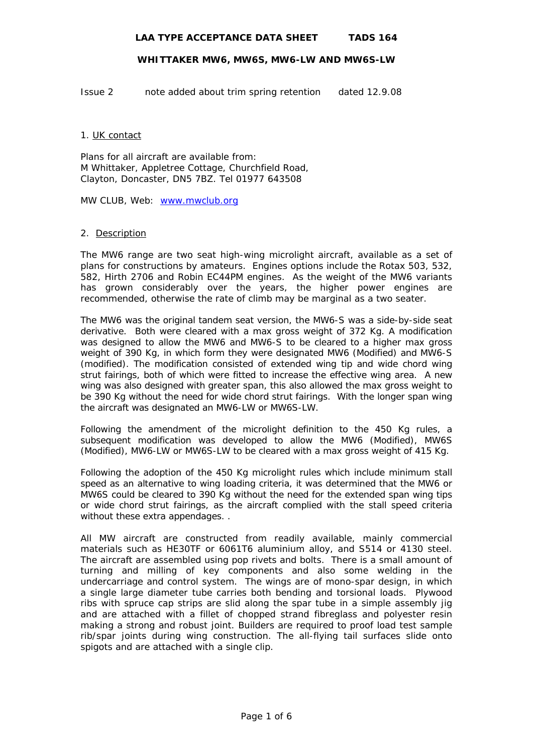# LAA TYPE ACCEPTANCE DATA SHEET TADS 164

## WHITTAKER MW6, MW6S, MW6-LW AND MW6S-LW

Issue 2 note added about trim spring retention dated 12.9.08

### 1. UK contact

Plans for all aircraft are available from:
M Whittaker, Appletree Cottage, Churchfield Road,
Clayton, Doncaster, DN5 7BZ. Tel 01977 643508

MW CLUB, Web: www.mwclub.org

### 2. Description

The MW6 range are two seat high-wing microlight aircraft, available as a set of plans for constructions by amateurs. Engines options include the Rotax 503, 532, 582, Hirth 2706 and Robin EC44PM engines. As the weight of the MW6 variants has grown considerably over the years, the higher power engines are recommended, otherwise the rate of climb may be marginal as a two seater.

The MW6 was the original tandem seat version, the MW6-S was a side-by-side seat derivative. Both were cleared with a max gross weight of 372 Kg. A modification was designed to allow the MW6 and MW6-S to be cleared to a higher max gross weight of 390 Kg, in which form they were designated MW6 (Modified) and MW6-S (modified). The modification consisted of extended wing tip and wide chord wing strut fairings, both of which were fitted to increase the effective wing area. A new wing was also designed with greater span, this also allowed the max gross weight to be 390 Kg without the need for wide chord strut fairings. With the longer span wing the aircraft was designated an MW6-LW or MW6S-LW.

Following the amendment of the microlight definition to the 450 Kg rules, a subsequent modification was developed to allow the MW6 (Modified), MW6S (Modified), MW6-LW or MW6S-LW to be cleared with a max gross weight of 415 Kg.

Following the adoption of the 450 Kg microlight rules which include minimum stall speed as an alternative to wing loading criteria, it was determined that the MW6 or MW6S could be cleared to 390 Kg without the need for the extended span wing tips or wide chord strut fairings, as the aircraft complied with the stall speed criteria without these extra appendages. .

All MW aircraft are constructed from readily available, mainly commercial materials such as HE30TF or 6061T6 aluminium alloy, and S514 or 4130 steel. The aircraft are assembled using pop rivets and bolts. There is a small amount of turning and milling of key components and also some welding in the undercarriage and control system. The wings are of mono-spar design, in which a single large diameter tube carries both bending and torsional loads. Plywood ribs with spruce cap strips are slid along the spar tube in a simple assembly jig and are attached with a fillet of chopped strand fibreglass and polyester resin making a strong and robust joint. Builders are required to proof load test sample rib/spar joints during wing construction. The all-flying tail surfaces slide onto spigots and are attached with a single clip.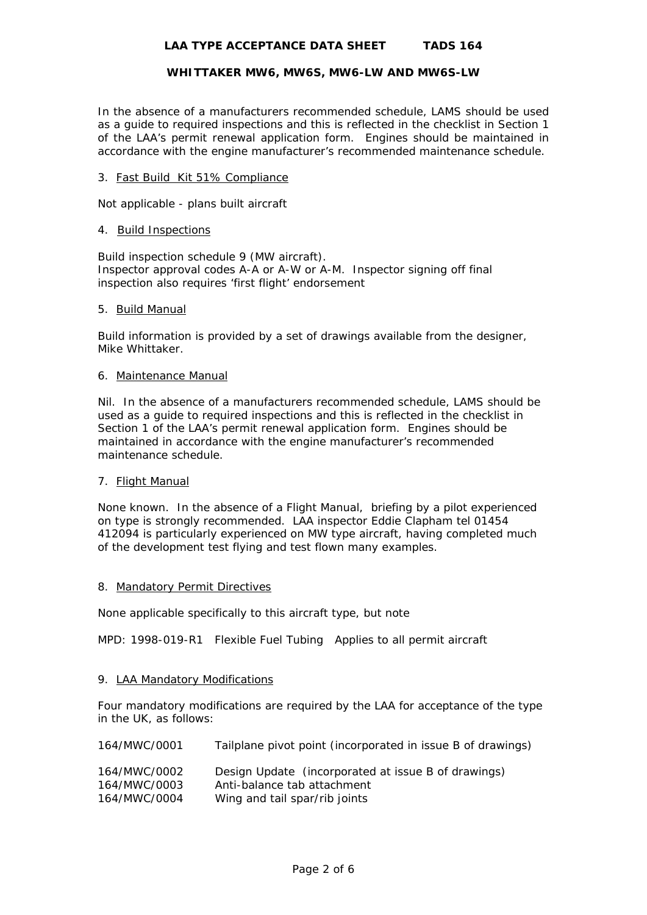In the absence of a manufacturers recommended schedule, LAMS should be used as a guide to required inspections and this is reflected in the checklist in Section 1 of the LAA's permit renewal application form. Engines should be maintained in accordance with the engine manufacturer's recommended maintenance schedule.

3. Fast Build Kit 51% Compliance

Not applicable - plans built aircraft

4. Build Inspections

Build inspection schedule 9 (MW aircraft).
Inspector approval codes A-A or A-W or A-M. Inspector signing off final inspection also requires 'first flight' endorsement

5. Build Manual

Build information is provided by a set of drawings available from the designer, Mike Whittaker.

6. Maintenance Manual

Nil. In the absence of a manufacturers recommended schedule, LAMS should be used as a guide to required inspections and this is reflected in the checklist in Section 1 of the LAA's permit renewal application form. Engines should be maintained in accordance with the engine manufacturer's recommended maintenance schedule.

7. Flight Manual

None known. In the absence of a Flight Manual, briefing by a pilot experienced on type is strongly recommended. LAA inspector Eddie Clapham tel 01454 412094 is particularly experienced on MW type aircraft, having completed much of the development test flying and test flown many examples.

8. Mandatory Permit Directives

None applicable specifically to this aircraft type, but note

MPD: 1998-019-R1 Flexible Fuel Tubing Applies to all permit aircraft

9. LAA Mandatory Modifications

Four mandatory modifications are required by the LAA for acceptance of the type in the UK, as follows:

| | |
|---|---|
| 164/MWC/0001 | Tailplane pivot point (incorporated in issue B of drawings) |
| 164/MWC/0002 | Design Update (incorporated at issue B of drawings) |
| 164/MWC/0003 | Anti-balance tab attachment |
| 164/MWC/0004 | Wing and tail spar/rib joints |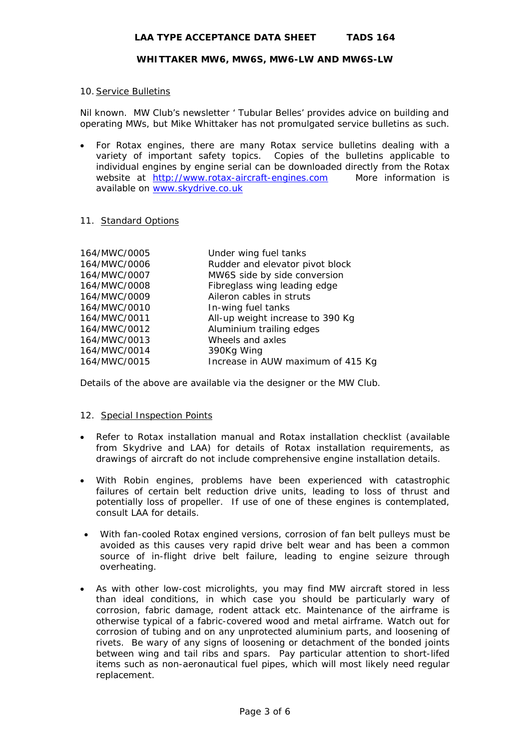## 10. Service Bulletins

Nil known. MW Club's newsletter ' Tubular Belles' provides advice on building and operating MWs, but Mike Whittaker has not promulgated service bulletins as such.

- For Rotax engines, there are many Rotax service bulletins dealing with a variety of important safety topics. Copies of the bulletins applicable to individual engines by engine serial can be downloaded directly from the Rotax website at http://www.rotax-aircraft-engines.com More information is available on www.skydrive.co.uk

## 11. Standard Options

| | |
|---|---|
| 164/MWC/0005 | Under wing fuel tanks |
| 164/MWC/0006 | Rudder and elevator pivot block |
| 164/MWC/0007 | MW6S side by side conversion |
| 164/MWC/0008 | Fibreglass wing leading edge |
| 164/MWC/0009 | Aileron cables in struts |
| 164/MWC/0010 | In-wing fuel tanks |
| 164/MWC/0011 | All-up weight increase to 390 Kg |
| 164/MWC/0012 | Aluminium trailing edges |
| 164/MWC/0013 | Wheels and axles |
| 164/MWC/0014 | 390Kg Wing |
| 164/MWC/0015 | Increase in AUW maximum of 415 Kg |

Details of the above are available via the designer or the MW Club.

## 12. Special Inspection Points

- Refer to Rotax installation manual and Rotax installation checklist (available from Skydrive and LAA) for details of Rotax installation requirements, as drawings of aircraft do not include comprehensive engine installation details.
- With Robin engines, problems have been experienced with catastrophic failures of certain belt reduction drive units, leading to loss of thrust and potentially loss of propeller. If use of one of these engines is contemplated, consult LAA for details.
- With fan-cooled Rotax engined versions, corrosion of fan belt pulleys must be avoided as this causes very rapid drive belt wear and has been a common source of in-flight drive belt failure, leading to engine seizure through overheating.
- As with other low-cost microlights, you may find MW aircraft stored in less than ideal conditions, in which case you should be particularly wary of corrosion, fabric damage, rodent attack etc. Maintenance of the airframe is otherwise typical of a fabric-covered wood and metal airframe. Watch out for corrosion of tubing and on any unprotected aluminium parts, and loosening of rivets. Be wary of any signs of loosening or detachment of the bonded joints between wing and tail ribs and spars. Pay particular attention to short-lifed items such as non-aeronautical fuel pipes, which will most likely need regular replacement.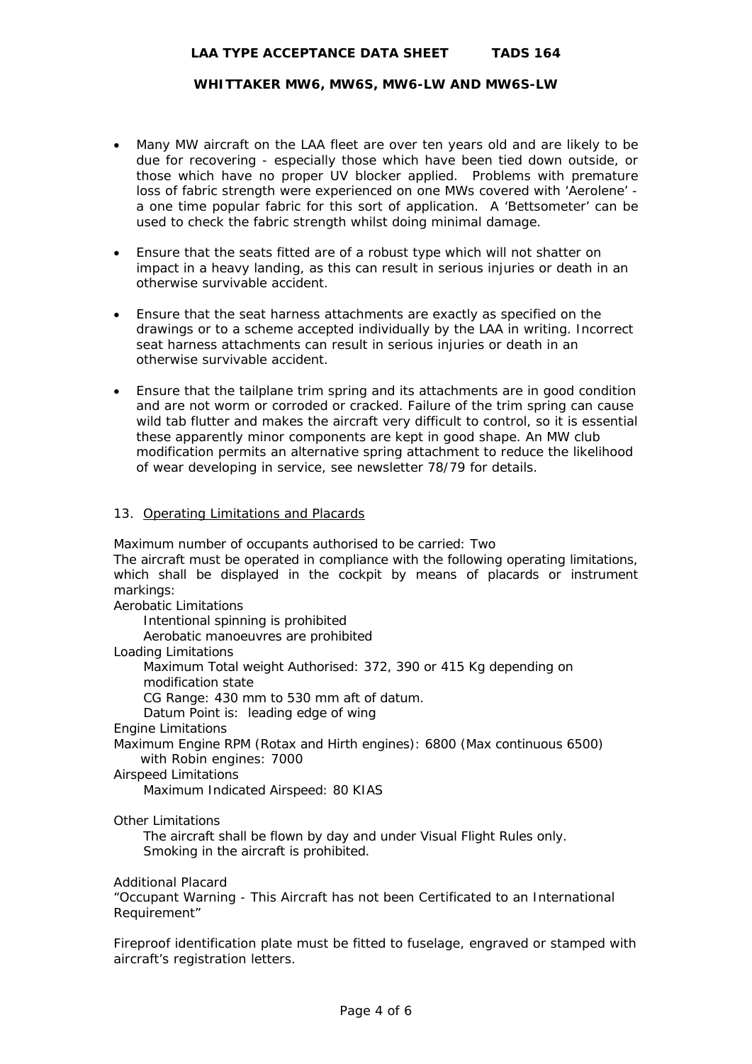- Many MW aircraft on the LAA fleet are over ten years old and are likely to be due for recovering - especially those which have been tied down outside, or those which have no proper UV blocker applied. Problems with premature loss of fabric strength were experienced on one MWs covered with 'Aerolene' - a one time popular fabric for this sort of application. A 'Bettsometer' can be used to check the fabric strength whilst doing minimal damage.

- Ensure that the seats fitted are of a robust type which will not shatter on impact in a heavy landing, as this can result in serious injuries or death in an otherwise survivable accident.

- Ensure that the seat harness attachments are exactly as specified on the drawings or to a scheme accepted individually by the LAA in writing. Incorrect seat harness attachments can result in serious injuries or death in an otherwise survivable accident.

- Ensure that the tailplane trim spring and its attachments are in good condition and are not worm or corroded or cracked. Failure of the trim spring can cause wild tab flutter and makes the aircraft very difficult to control, so it is essential these apparently minor components are kept in good shape. An MW club modification permits an alternative spring attachment to reduce the likelihood of wear developing in service, see newsletter 78/79 for details.

## 13. Operating Limitations and Placards

Maximum number of occupants authorised to be carried: Two

The aircraft must be operated in compliance with the following operating limitations, which shall be displayed in the cockpit by means of placards or instrument markings:

Aerobatic Limitations

  Intentional spinning is prohibited

  Aerobatic manoeuvres are prohibited

Loading Limitations

  Maximum Total weight Authorised: 372, 390 or 415 Kg depending on modification state

  CG Range: 430 mm to 530 mm aft of datum.

  Datum Point is: leading edge of wing

Engine Limitations

Maximum Engine RPM (Rotax and Hirth engines): 6800 (Max continuous 6500)

  with Robin engines: 7000

Airspeed Limitations

  Maximum Indicated Airspeed: 80 KIAS

Other Limitations

  The aircraft shall be flown by day and under Visual Flight Rules only.

  Smoking in the aircraft is prohibited.

Additional Placard

"Occupant Warning - This Aircraft has not been Certificated to an International Requirement"

Fireproof identification plate must be fitted to fuselage, engraved or stamped with aircraft's registration letters.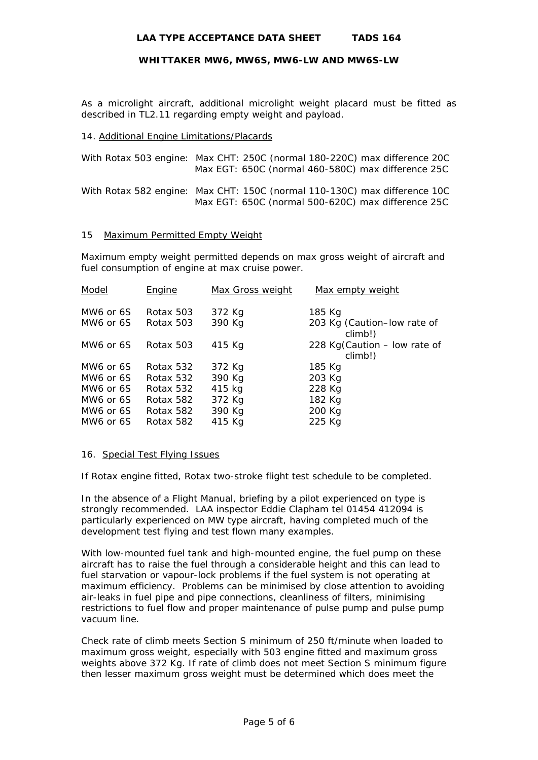As a microlight aircraft, additional microlight weight placard must be fitted as described in TL2.11 regarding empty weight and payload.

14. Additional Engine Limitations/Placards

With Rotax 503 engine: Max CHT: 250C (normal 180-220C) max difference 20C
Max EGT: 650C (normal 460-580C) max difference 25C

With Rotax 582 engine: Max CHT: 150C (normal 110-130C) max difference 10C
Max EGT: 650C (normal 500-620C) max difference 25C

15 Maximum Permitted Empty Weight

Maximum empty weight permitted depends on max gross weight of aircraft and fuel consumption of engine at max cruise power.

| Model | Engine | Max Gross weight | Max empty weight |
|---|---|---|---|
| MW6 or 6S | Rotax 503 | 372 Kg | 185 Kg |
| MW6 or 6S | Rotax 503 | 390 Kg | 203 Kg (Caution–low rate of climb!) |
| MW6 or 6S | Rotax 503 | 415 Kg | 228 Kg(Caution – low rate of climb!) |
| MW6 or 6S | Rotax 532 | 372 Kg | 185 Kg |
| MW6 or 6S | Rotax 532 | 390 Kg | 203 Kg |
| MW6 or 6S | Rotax 532 | 415 kg | 228 Kg |
| MW6 or 6S | Rotax 582 | 372 Kg | 182 Kg |
| MW6 or 6S | Rotax 582 | 390 Kg | 200 Kg |
| MW6 or 6S | Rotax 582 | 415 Kg | 225 Kg |

16. Special Test Flying Issues

If Rotax engine fitted, Rotax two-stroke flight test schedule to be completed.

In the absence of a Flight Manual, briefing by a pilot experienced on type is strongly recommended. LAA inspector Eddie Clapham tel 01454 412094 is particularly experienced on MW type aircraft, having completed much of the development test flying and test flown many examples.

With low-mounted fuel tank and high-mounted engine, the fuel pump on these aircraft has to raise the fuel through a considerable height and this can lead to fuel starvation or vapour-lock problems if the fuel system is not operating at maximum efficiency. Problems can be minimised by close attention to avoiding air-leaks in fuel pipe and pipe connections, cleanliness of filters, minimising restrictions to fuel flow and proper maintenance of pulse pump and pulse pump vacuum line.

Check rate of climb meets Section S minimum of 250 ft/minute when loaded to maximum gross weight, especially with 503 engine fitted and maximum gross weights above 372 Kg. If rate of climb does not meet Section S minimum figure then lesser maximum gross weight must be determined which does meet the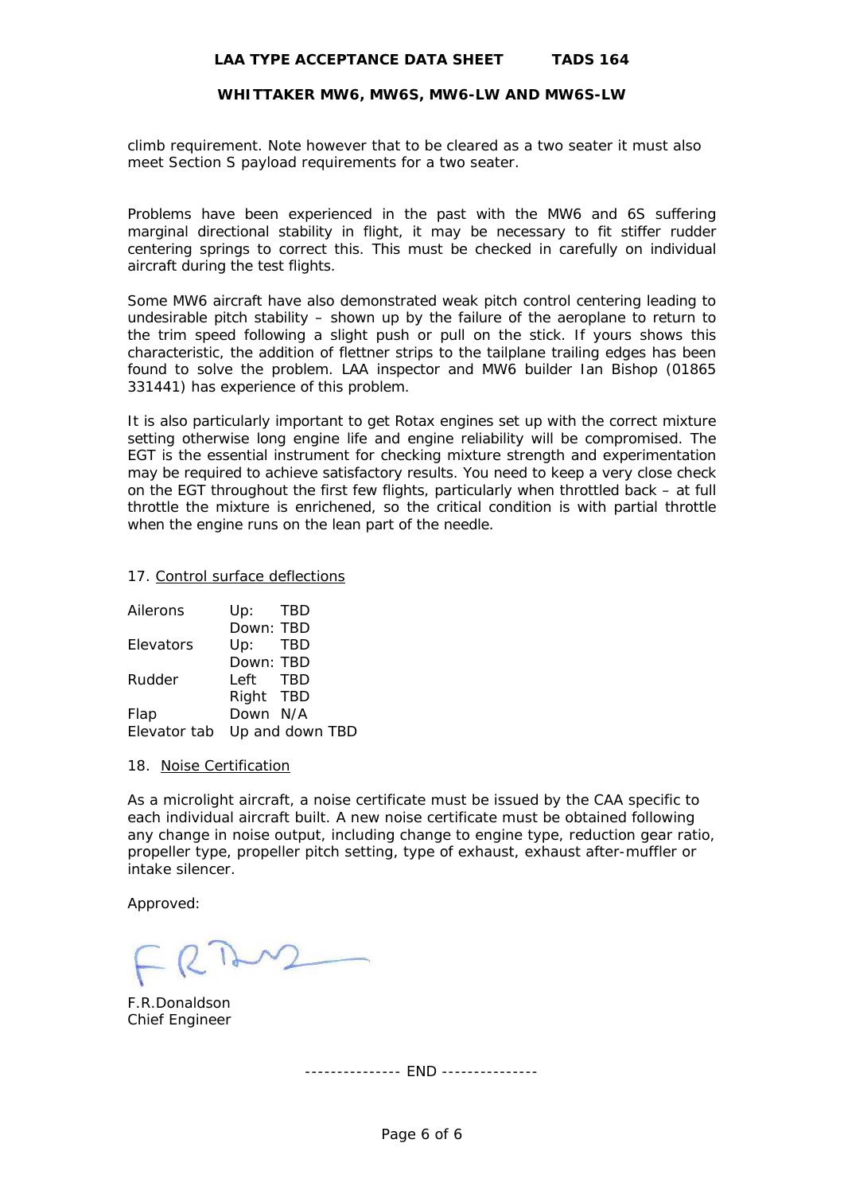climb requirement. Note however that to be cleared as a two seater it must also meet Section S payload requirements for a two seater.

Problems have been experienced in the past with the MW6 and 6S suffering marginal directional stability in flight, it may be necessary to fit stiffer rudder centering springs to correct this. This must be checked in carefully on individual aircraft during the test flights.

Some MW6 aircraft have also demonstrated weak pitch control centering leading to undesirable pitch stability – shown up by the failure of the aeroplane to return to the trim speed following a slight push or pull on the stick. If yours shows this characteristic, the addition of flettner strips to the tailplane trailing edges has been found to solve the problem. LAA inspector and MW6 builder Ian Bishop (01865 331441) has experience of this problem.

It is also particularly important to get Rotax engines set up with the correct mixture setting otherwise long engine life and engine reliability will be compromised. The EGT is the essential instrument for checking mixture strength and experimentation may be required to achieve satisfactory results. You need to keep a very close check on the EGT throughout the first few flights, particularly when throttled back – at full throttle the mixture is enrichened, so the critical condition is with partial throttle when the engine runs on the lean part of the needle.

17. Control surface deflections

| | | |
|---|---|---|
| Ailerons | Up: | TBD |
| | Down: | TBD |
| Elevators | Up: | TBD |
| | Down: | TBD |
| Rudder | Left | TBD |
| | Right | TBD |
| Flap | Down | N/A |
| Elevator tab | Up and down TBD | |

18. Noise Certification

As a microlight aircraft, a noise certificate must be issued by the CAA specific to each individual aircraft built. A new noise certificate must be obtained following any change in noise output, including change to engine type, reduction gear ratio, propeller type, propeller pitch setting, type of exhaust, exhaust after-muffler or intake silencer.

Approved:

F.R.Donaldson
Chief Engineer

--------------- END ---------------